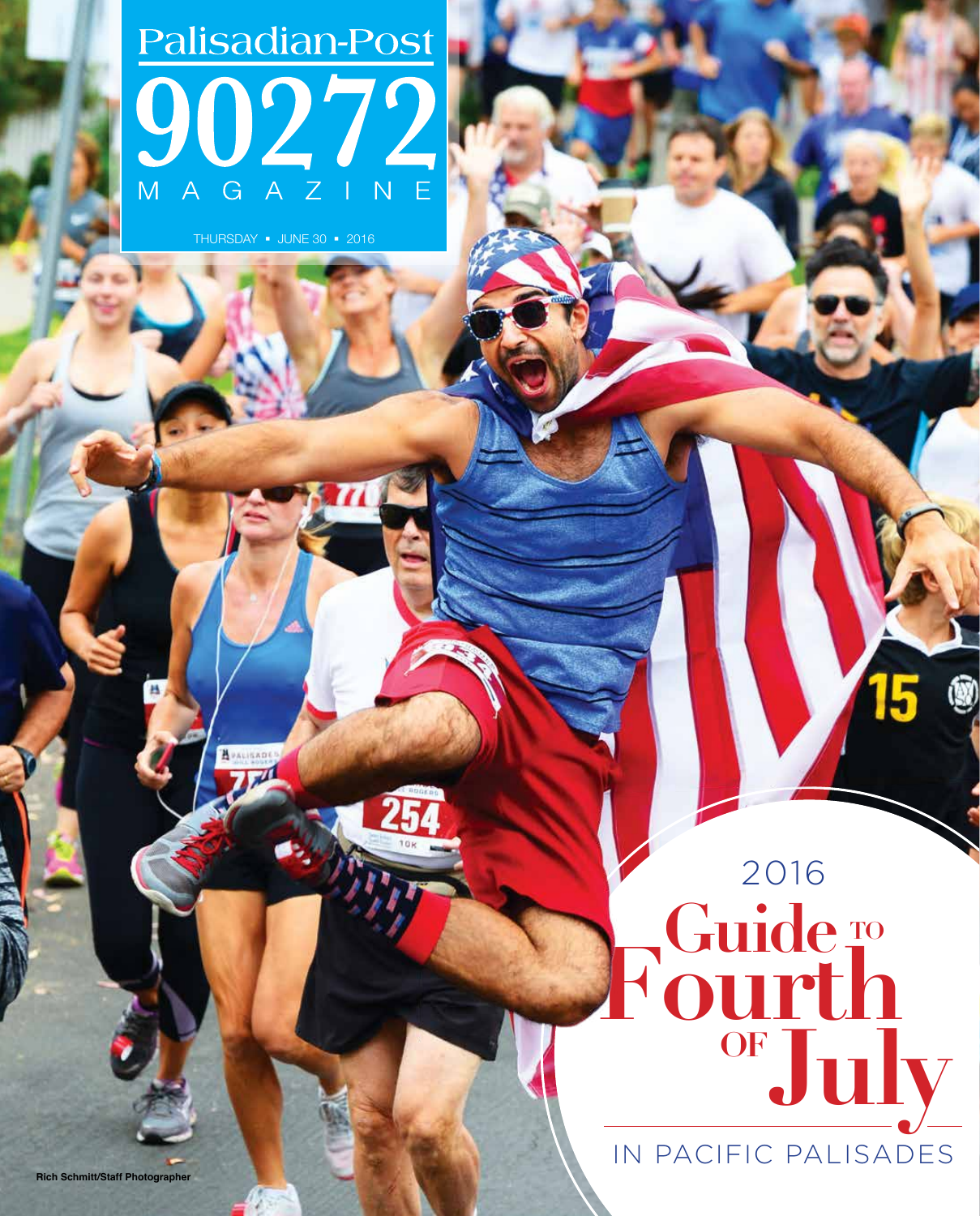# Palisadian-Post 90272 MAGAZINE

THURSDAY ▪ JUNE 30 ▪ 2016

# 2016 Guide to Fourth of July

## IN PACIFIC PALISADES

Rich Schmitt/Staff Photographer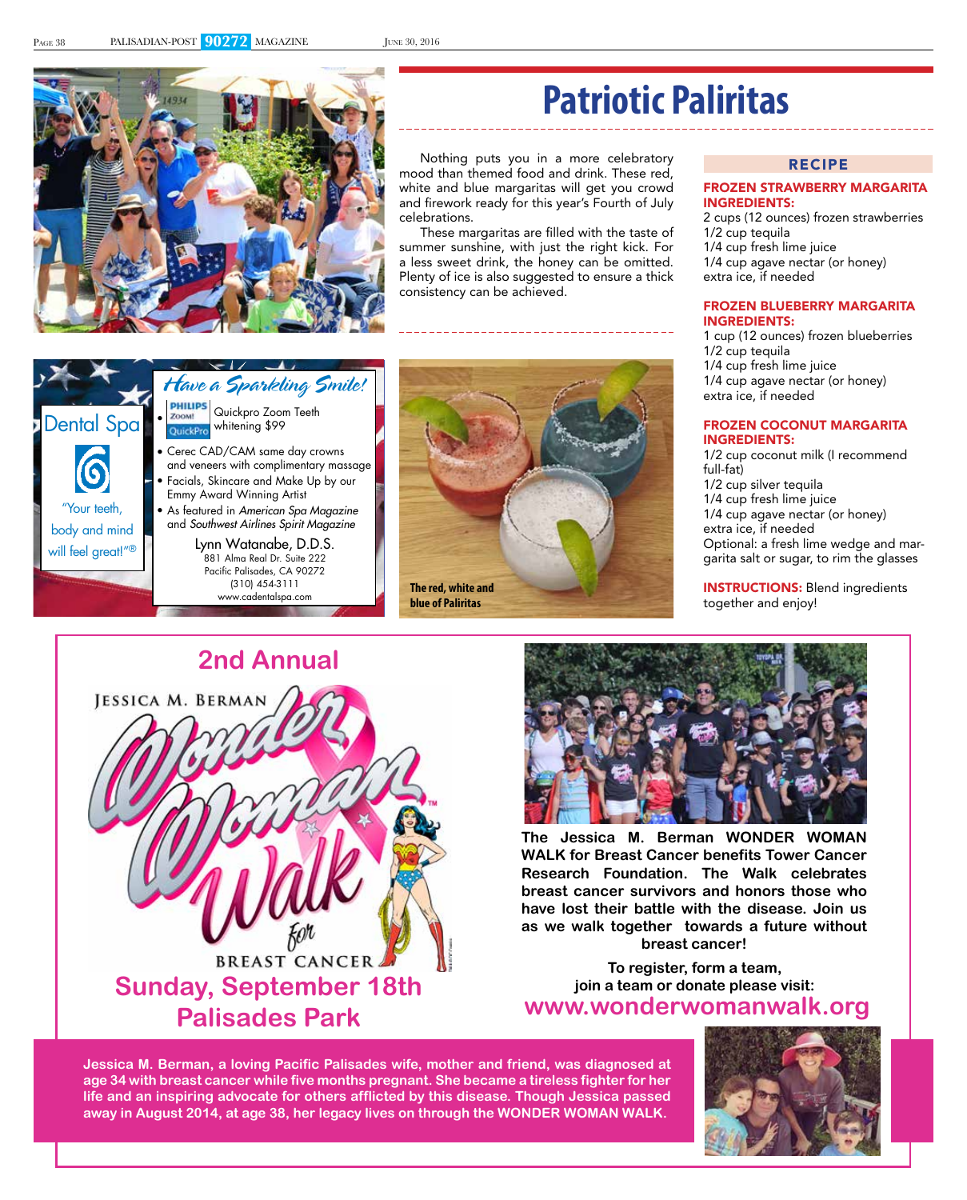# Patriotic Paliritas

Nothing puts you in a more celebratory mood than themed food and drink. These red, white and blue margaritas will get you crowd and firework ready for this year's Fourth of July celebrations.

These margaritas are filled with the taste of summer sunshine, with just the right kick. For a less sweet drink, the honey can be omitted. Plenty of ice is also suggested to ensure a thick consistency can be achieved.

The red, white and blue of Paliritas

## RECIPE

**FROZEN STRAWBERRY MARGARITA INGREDIENTS:**

2 cups (12 ounces) frozen strawberries
1/2 cup tequila
1/4 cup fresh lime juice
1/4 cup agave nectar (or honey)
extra ice, if needed

**FROZEN BLUEBERRY MARGARITA INGREDIENTS:**

1 cup (12 ounces) frozen blueberries
1/2 cup tequila
1/4 cup fresh lime juice
1/4 cup agave nectar (or honey)
extra ice, if needed

**FROZEN COCONUT MARGARITA INGREDIENTS:**

1/2 cup coconut milk (I recommend full-fat)
1/2 cup silver tequila
1/4 cup fresh lime juice
1/4 cup agave nectar (or honey)
extra ice, if needed
Optional: a fresh lime wedge and margarita salt or sugar, to rim the glasses

**INSTRUCTIONS:** Blend ingredients together and enjoy!

---

Dental Spa

"Your teeth, body and mind will feel great!"®

*Have a Sparkling Smile!*

- PHILIPS ZOOM! QuickPro Quickpro Zoom Teeth whitening $99
- Cerec CAD/CAM same day crowns and veneers with complimentary massage
- Facials, Skincare and Make Up by our Emmy Award Winning Artist
- As featured in *American Spa Magazine* and *Southwest Airlines Spirit Magazine*

Lynn Watanabe, D.D.S.
881 Alma Real Dr. Suite 222
Pacific Palisades, CA 90272
(310) 454-3111
www.cadentalspa.com

---

## 2nd Annual

JESSICA M. BERMAN Wonder Woman Walk for BREAST CANCER

**Sunday, September 18th**
**Palisades Park**

**The Jessica M. Berman WONDER WOMAN WALK for Breast Cancer benefits Tower Cancer Research Foundation. The Walk celebrates breast cancer survivors and honors those who have lost their battle with the disease. Join us as we walk together towards a future without breast cancer!**

**To register, form a team, join a team or donate please visit:**
**www.wonderwomanwalk.org**

**Jessica M. Berman, a loving Pacific Palisades wife, mother and friend, was diagnosed at age 34 with breast cancer while five months pregnant. She became a tireless fighter for her life and an inspiring advocate for others afflicted by this disease. Though Jessica passed away in August 2014, at age 38, her legacy lives on through the WONDER WOMAN WALK.**